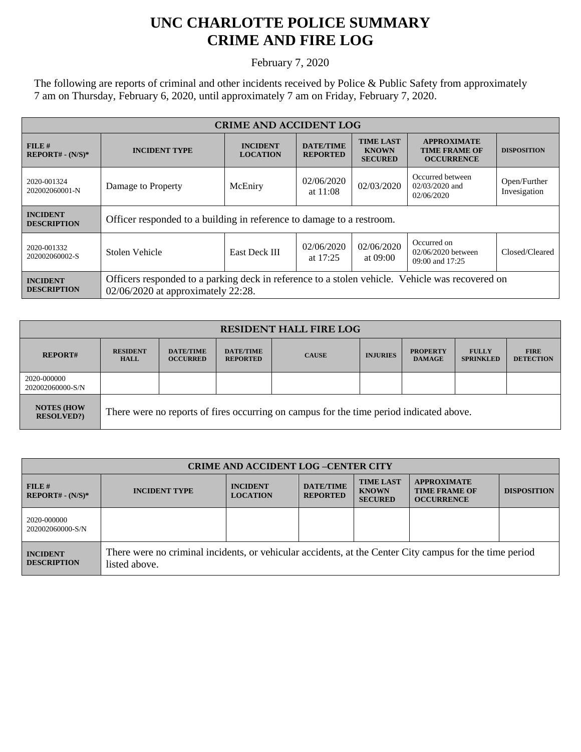# UNC CHARLOTTE POLICE SUMMARY
# CRIME AND FIRE LOG

February 7, 2020

The following are reports of criminal and other incidents received by Police & Public Safety from approximately 7 am on Thursday, February 6, 2020, until approximately 7 am on Friday, February 7, 2020.

| CRIME AND ACCIDENT LOG | | | | | | |
|---|---|---|---|---|---|---|
| **FILE # REPORT# - (N/S)*** | **INCIDENT TYPE** | **INCIDENT LOCATION** | **DATE/TIME REPORTED** | **TIME LAST KNOWN SECURED** | **APPROXIMATE TIME FRAME OF OCCURRENCE** | **DISPOSITION** |
| 2020-001324 202002060001-N | Damage to Property | McEniry | 02/06/2020 at 11:08 | 02/03/2020 | Occurred between 02/03/2020 and 02/06/2020 | Open/Further Invesigation |
| **INCIDENT DESCRIPTION** | Officer responded to a building in reference to damage to a restroom. | | | | | |
| 2020-001332 202002060002-S | Stolen Vehicle | East Deck III | 02/06/2020 at 17:25 | 02/06/2020 at 09:00 | Occurred on 02/06/2020 between 09:00 and 17:25 | Closed/Cleared |
| **INCIDENT DESCRIPTION** | Officers responded to a parking deck in reference to a stolen vehicle. Vehicle was recovered on 02/06/2020 at approximately 22:28. | | | | | |

| RESIDENT HALL FIRE LOG | | | | | | | | |
|---|---|---|---|---|---|---|---|---|
| **REPORT#** | **RESIDENT HALL** | **DATE/TIME OCCURRED** | **DATE/TIME REPORTED** | **CAUSE** | **INJURIES** | **PROPERTY DAMAGE** | **FULLY SPRINKLED** | **FIRE DETECTION** |
| 2020-000000 202002060000-S/N | | | | | | | | |
| **NOTES (HOW RESOLVED?)** | There were no reports of fires occurring on campus for the time period indicated above. | | | | | | | |

| CRIME AND ACCIDENT LOG –CENTER CITY | | | | | | |
|---|---|---|---|---|---|---|
| **FILE # REPORT# - (N/S)*** | **INCIDENT TYPE** | **INCIDENT LOCATION** | **DATE/TIME REPORTED** | **TIME LAST KNOWN SECURED** | **APPROXIMATE TIME FRAME OF OCCURRENCE** | **DISPOSITION** |
| 2020-000000 202002060000-S/N | | | | | | |
| **INCIDENT DESCRIPTION** | There were no criminal incidents, or vehicular accidents, at the Center City campus for the time period listed above. | | | | | |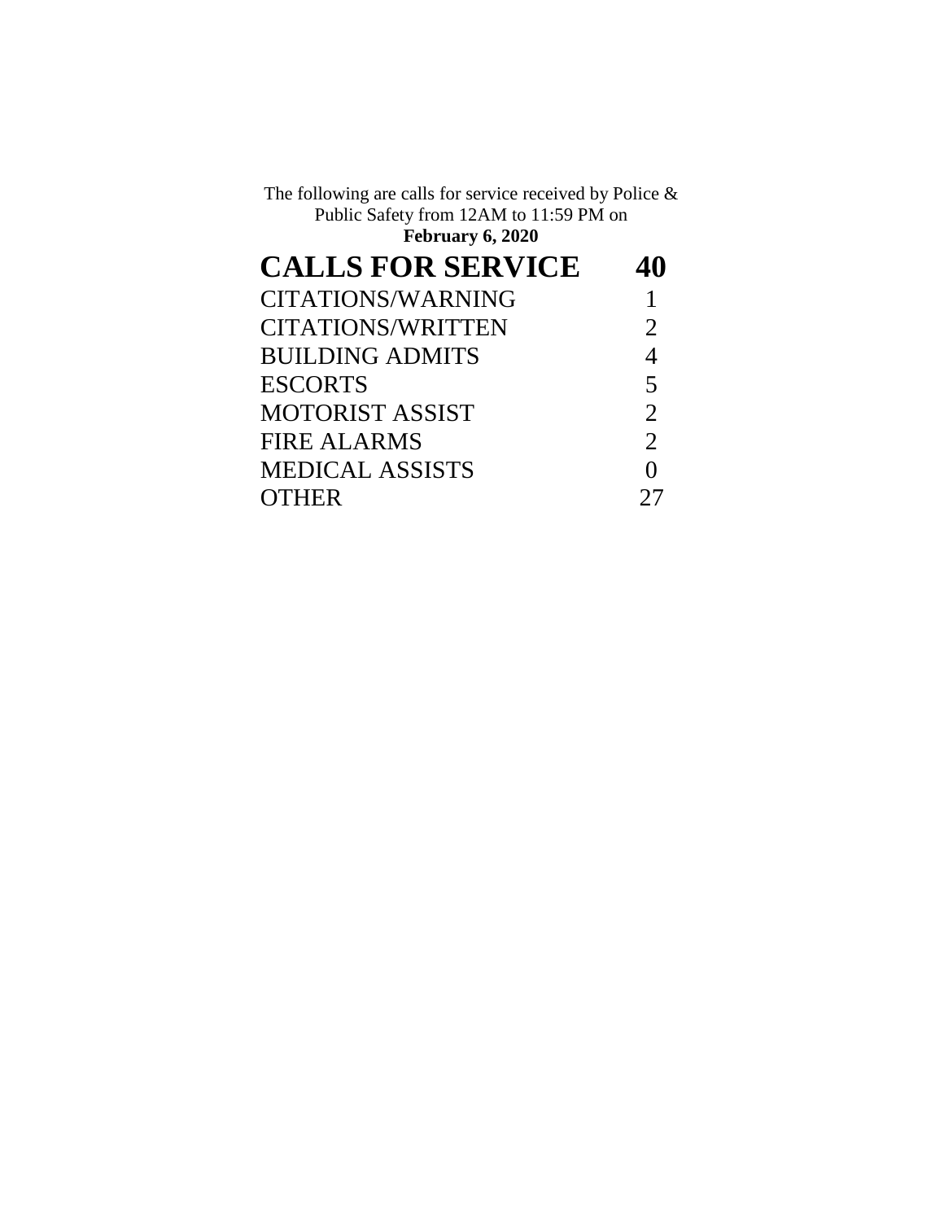The following are calls for service received by Police & Public Safety from 12AM to 11:59 PM on

**February 6, 2020**

| | |
|---|---|
| **CALLS FOR SERVICE** | **40** |
| CITATIONS/WARNING | 1 |
| CITATIONS/WRITTEN | 2 |
| BUILDING ADMITS | 4 |
| ESCORTS | 5 |
| MOTORIST ASSIST | 2 |
| FIRE ALARMS | 2 |
| MEDICAL ASSISTS | 0 |
| OTHER | 27 |